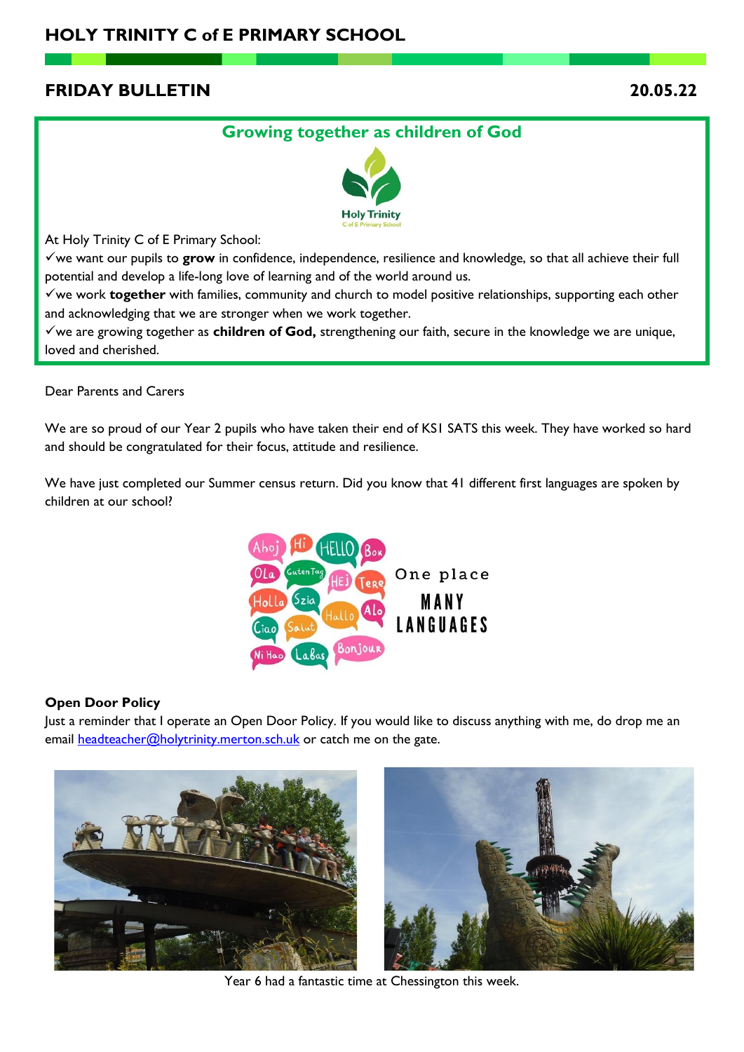# HOLY TRINITY C of E PRIMARY SCHOOL

## FRIDAY BULLETIN 20.05.22

### Growing together as children of God

At Holy Trinity C of E Primary School:

✓we want our pupils to **grow** in confidence, independence, resilience and knowledge, so that all achieve their full potential and develop a life-long love of learning and of the world around us.

✓we work **together** with families, community and church to model positive relationships, supporting each other and acknowledging that we are stronger when we work together.

✓we are growing together as **children of God,** strengthening our faith, secure in the knowledge we are unique, loved and cherished.

Dear Parents and Carers

We are so proud of our Year 2 pupils who have taken their end of KS1 SATS this week. They have worked so hard and should be congratulated for their focus, attitude and resilience.

We have just completed our Summer census return. Did you know that 41 different first languages are spoken by children at our school?

**Open Door Policy**

Just a reminder that I operate an Open Door Policy. If you would like to discuss anything with me, do drop me an email headteacher@holytrinity.merton.sch.uk or catch me on the gate.

Year 6 had a fantastic time at Chessington this week.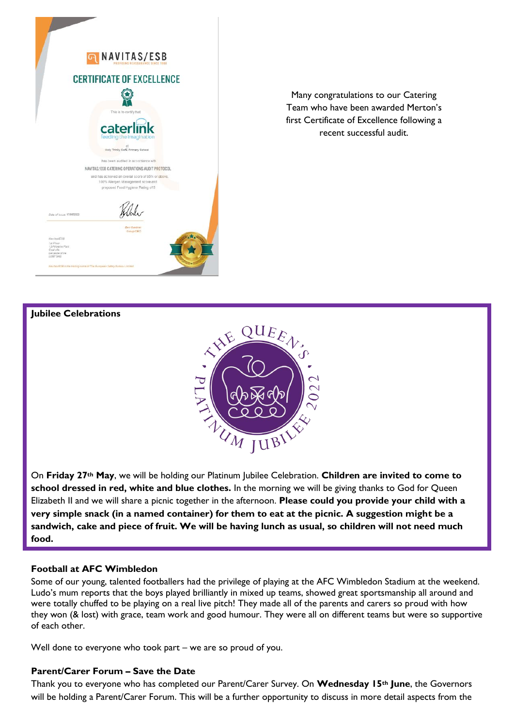Many congratulations to our Catering Team who have been awarded Merton's first Certificate of Excellence following a recent successful audit.

**Jubilee Celebrations**

On **Friday 27th May**, we will be holding our Platinum Jubilee Celebration. **Children are invited to come to school dressed in red, white and blue clothes.** In the morning we will be giving thanks to God for Queen Elizabeth II and we will share a picnic together in the afternoon. **Please could you provide your child with a very simple snack (in a named container) for them to eat at the picnic. A suggestion might be a sandwich, cake and piece of fruit. We will be having lunch as usual, so children will not need much food.**

**Football at AFC Wimbledon**

Some of our young, talented footballers had the privilege of playing at the AFC Wimbledon Stadium at the weekend. Ludo's mum reports that the boys played brilliantly in mixed up teams, showed great sportsmanship all around and were totally chuffed to be playing on a real live pitch! They made all of the parents and carers so proud with how they won (& lost) with grace, team work and good humour. They were all on different teams but were so supportive of each other.

Well done to everyone who took part – we are so proud of you.

**Parent/Carer Forum – Save the Date**

Thank you to everyone who has completed our Parent/Carer Survey. On **Wednesday 15th June**, the Governors will be holding a Parent/Carer Forum. This will be a further opportunity to discuss in more detail aspects from the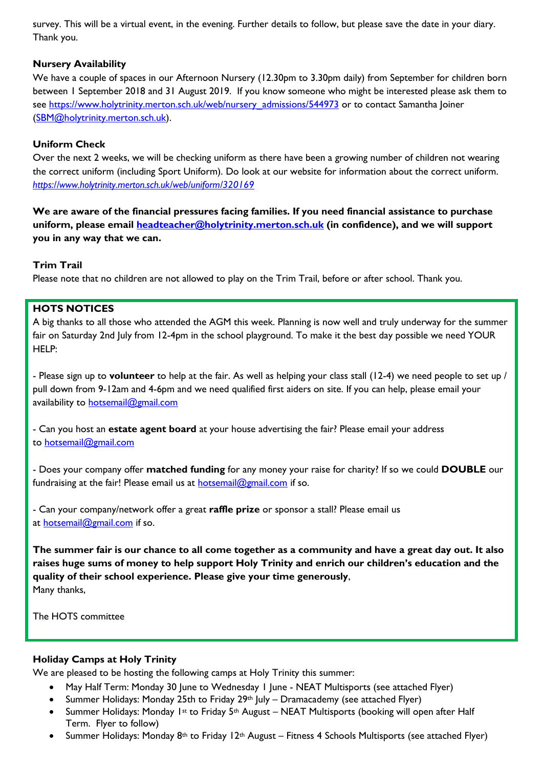survey. This will be a virtual event, in the evening. Further details to follow, but please save the date in your diary. Thank you.

**Nursery Availability**

We have a couple of spaces in our Afternoon Nursery (12.30pm to 3.30pm daily) from September for children born between 1 September 2018 and 31 August 2019. If you know someone who might be interested please ask them to see https://www.holytrinity.merton.sch.uk/web/nursery_admissions/544973 or to contact Samantha Joiner (SBM@holytrinity.merton.sch.uk).

**Uniform Check**

Over the next 2 weeks, we will be checking uniform as there have been a growing number of children not wearing the correct uniform (including Sport Uniform). Do look at our website for information about the correct uniform. *https://www.holytrinity.merton.sch.uk/web/uniform/320169*

**We are aware of the financial pressures facing families. If you need financial assistance to purchase uniform, please email headteacher@holytrinity.merton.sch.uk (in confidence), and we will support you in any way that we can.**

**Trim Trail**

Please note that no children are not allowed to play on the Trim Trail, before or after school. Thank you.

**HOTS NOTICES**

A big thanks to all those who attended the AGM this week. Planning is now well and truly underway for the summer fair on Saturday 2nd July from 12-4pm in the school playground. To make it the best day possible we need YOUR HELP:

- Please sign up to **volunteer** to help at the fair. As well as helping your class stall (12-4) we need people to set up / pull down from 9-12am and 4-6pm and we need qualified first aiders on site. If you can help, please email your availability to hotsemail@gmail.com

- Can you host an **estate agent board** at your house advertising the fair? Please email your address to hotsemail@gmail.com

- Does your company offer **matched funding** for any money your raise for charity? If so we could **DOUBLE** our fundraising at the fair! Please email us at hotsemail@gmail.com if so.

- Can your company/network offer a great **raffle prize** or sponsor a stall? Please email us at hotsemail@gmail.com if so.

**The summer fair is our chance to all come together as a community and have a great day out. It also raises huge sums of money to help support Holy Trinity and enrich our children's education and the quality of their school experience. Please give your time generously**,

Many thanks,

The HOTS committee

**Holiday Camps at Holy Trinity**

We are pleased to be hosting the following camps at Holy Trinity this summer:

- May Half Term: Monday 30 June to Wednesday 1 June - NEAT Multisports (see attached Flyer)
- Summer Holidays: Monday 25th to Friday 29th July – Dramacademy (see attached Flyer)
- Summer Holidays: Monday 1st to Friday 5th August – NEAT Multisports (booking will open after Half Term. Flyer to follow)
- Summer Holidays: Monday 8th to Friday 12th August – Fitness 4 Schools Multisports (see attached Flyer)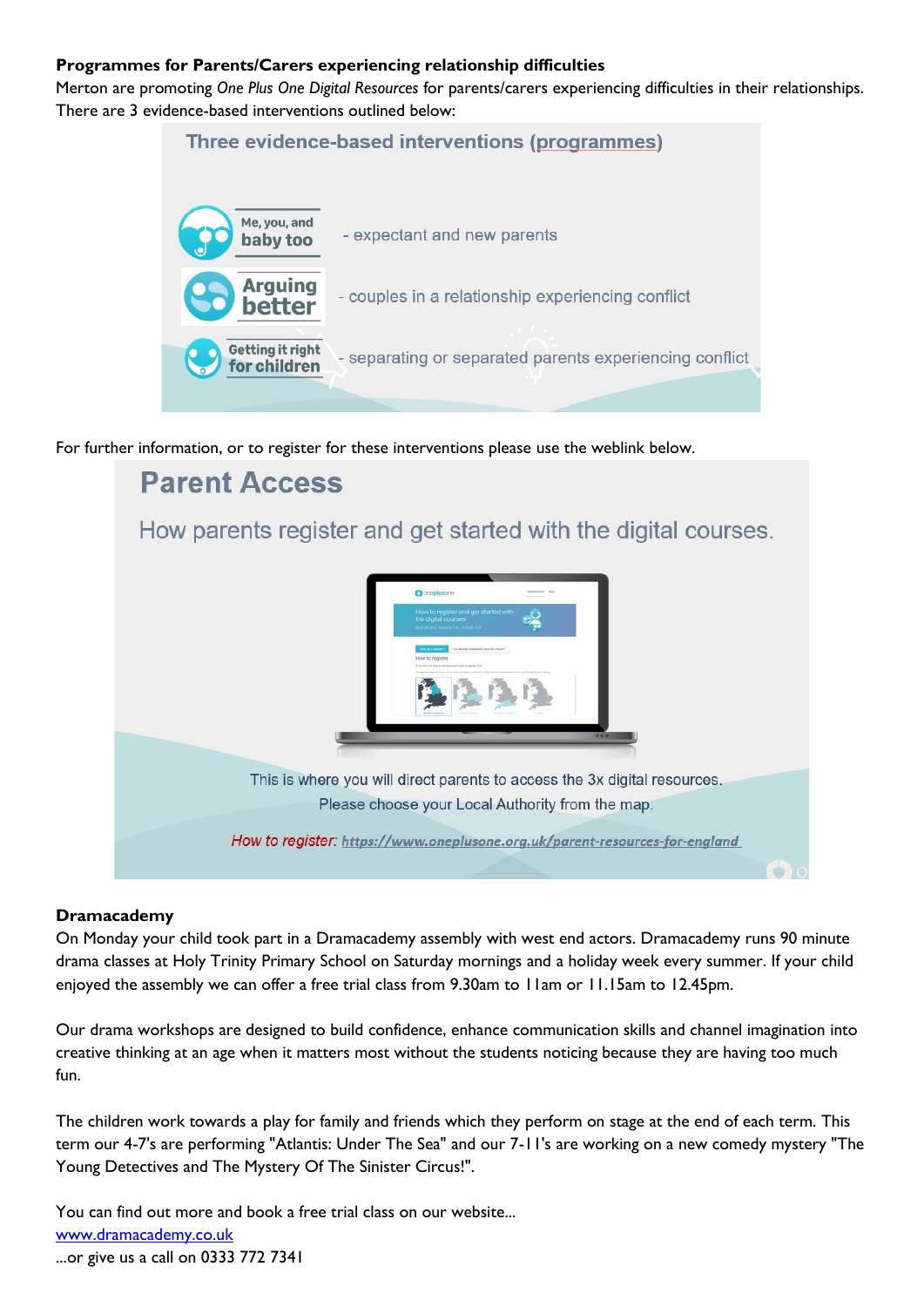**Programmes for Parents/Carers experiencing relationship difficulties**

Merton are promoting *One Plus One Digital Resources* for parents/carers experiencing difficulties in their relationships. There are 3 evidence-based interventions outlined below:

Three evidence-based interventions (programmes)

- Me, you, and baby too - expectant and new parents
- Arguing better - couples in a relationship experiencing conflict
- Getting it right for children - separating or separated parents experiencing conflict

For further information, or to register for these interventions please use the weblink below.

Parent Access

How parents register and get started with the digital courses.

This is where you will direct parents to access the 3x digital resources.

Please choose your Local Authority from the map.

*How to register:* https://www.oneplusone.org.uk/parent-resources-for-england

**Dramacademy**

On Monday your child took part in a Dramacademy assembly with west end actors. Dramacademy runs 90 minute drama classes at Holy Trinity Primary School on Saturday mornings and a holiday week every summer. If your child enjoyed the assembly we can offer a free trial class from 9.30am to 11am or 11.15am to 12.45pm.

Our drama workshops are designed to build confidence, enhance communication skills and channel imagination into creative thinking at an age when it matters most without the students noticing because they are having too much fun.

The children work towards a play for family and friends which they perform on stage at the end of each term. This term our 4-7's are performing "Atlantis: Under The Sea" and our 7-11's are working on a new comedy mystery "The Young Detectives and The Mystery Of The Sinister Circus!".

You can find out more and book a free trial class on our website...
www.dramacademy.co.uk
...or give us a call on 0333 772 7341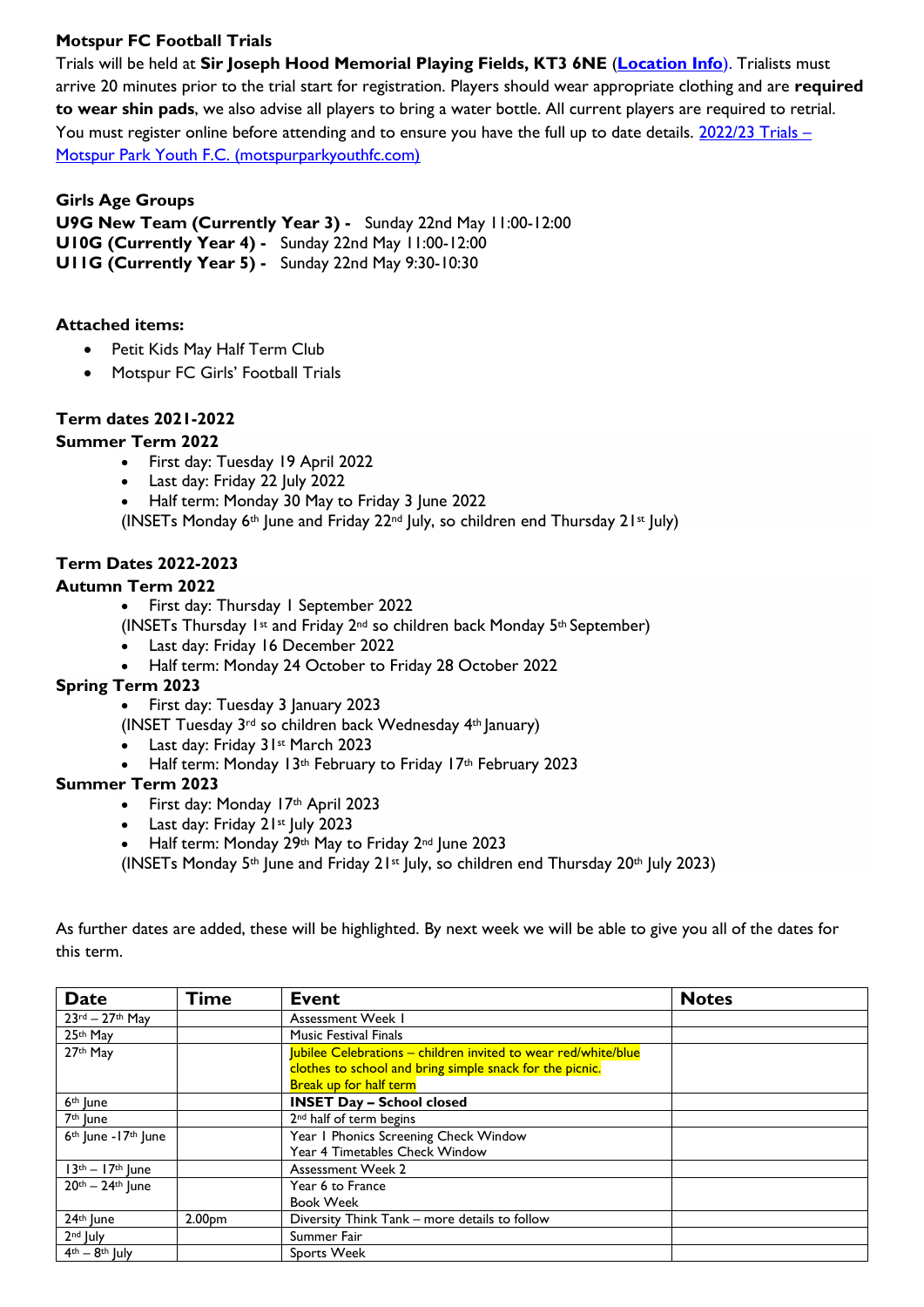**Motspur FC Football Trials**

Trials will be held at **Sir Joseph Hood Memorial Playing Fields, KT3 6NE** (**Location Info**). Trialists must arrive 20 minutes prior to the trial start for registration. Players should wear appropriate clothing and are **required to wear shin pads**, we also advise all players to bring a water bottle. All current players are required to retrial. You must register online before attending and to ensure you have the full up to date details. 2022/23 Trials – Motspur Park Youth F.C. (motspurparkyouthfc.com)

**Girls Age Groups**

**U9G New Team (Currently Year 3) -** Sunday 22nd May 11:00-12:00
**U10G (Currently Year 4) -** Sunday 22nd May 11:00-12:00
**U11G (Currently Year 5) -** Sunday 22nd May 9:30-10:30

**Attached items:**

- Petit Kids May Half Term Club
- Motspur FC Girls' Football Trials

**Term dates 2021-2022**

**Summer Term 2022**

- First day: Tuesday 19 April 2022
- Last day: Friday 22 July 2022
- Half term: Monday 30 May to Friday 3 June 2022

(INSETs Monday 6th June and Friday 22nd July, so children end Thursday 21st July)

**Term Dates 2022-2023**

**Autumn Term 2022**

- First day: Thursday 1 September 2022

(INSETs Thursday 1st and Friday 2nd so children back Monday 5th September)

- Last day: Friday 16 December 2022
- Half term: Monday 24 October to Friday 28 October 2022

**Spring Term 2023**

- First day: Tuesday 3 January 2023

(INSET Tuesday 3rd so children back Wednesday 4th January)

- Last day: Friday 31st March 2023
- Half term: Monday 13th February to Friday 17th February 2023

**Summer Term 2023**

- First day: Monday 17th April 2023
- Last day: Friday 21st July 2023
- Half term: Monday 29th May to Friday 2nd June 2023

(INSETs Monday 5th June and Friday 21st July, so children end Thursday 20th July 2023)

As further dates are added, these will be highlighted. By next week we will be able to give you all of the dates for this term.

| Date | Time | Event | Notes |
|---|---|---|---|
| 23rd – 27th May | | Assessment Week 1 | |
| 25th May | | Music Festival Finals | |
| 27th May | | Jubilee Celebrations – children invited to wear red/white/blue clothes to school and bring simple snack for the picnic. Break up for half term | |
| 6th June | | **INSET Day – School closed** | |
| 7th June | | 2nd half of term begins | |
| 6th June -17th June | | Year 1 Phonics Screening Check Window Year 4 Timetables Check Window | |
| 13th – 17th June | | Assessment Week 2 | |
| 20th – 24th June | | Year 6 to France Book Week | |
| 24th June | 2.00pm | Diversity Think Tank – more details to follow | |
| 2nd July | | Summer Fair | |
| 4th – 8th July | | Sports Week | |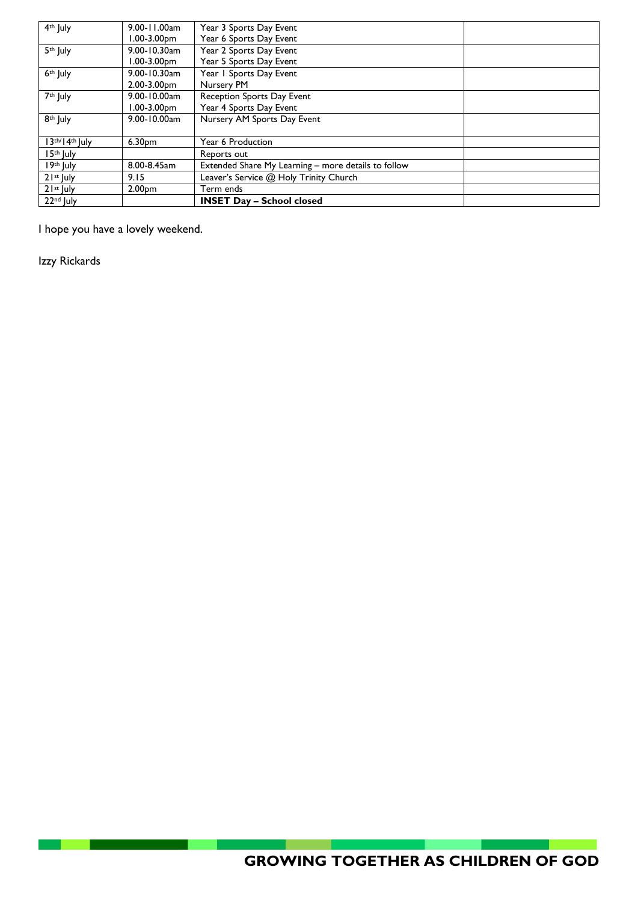| | | | |
|---|---|---|---|
| 4th July | 9.00-11.00am<br>1.00-3.00pm | Year 3 Sports Day Event<br>Year 6 Sports Day Event | |
| 5th July | 9.00-10.30am<br>1.00-3.00pm | Year 2 Sports Day Event<br>Year 5 Sports Day Event | |
| 6th July | 9.00-10.30am<br>2.00-3.00pm | Year 1 Sports Day Event<br>Nursery PM | |
| 7th July | 9.00-10.00am<br>1.00-3.00pm | Reception Sports Day Event<br>Year 4 Sports Day Event | |
| 8th July | 9.00-10.00am | Nursery AM Sports Day Event | |
| 13th/14th July | 6.30pm | Year 6 Production | |
| 15th July | | Reports out | |
| 19th July | 8.00-8.45am | Extended Share My Learning – more details to follow | |
| 21st July | 9.15 | Leaver's Service @ Holy Trinity Church | |
| 21st July | 2.00pm | Term ends | |
| 22nd July | | **INSET Day – School closed** | |

I hope you have a lovely weekend.

Izzy Rickards

**GROWING TOGETHER AS CHILDREN OF GOD**